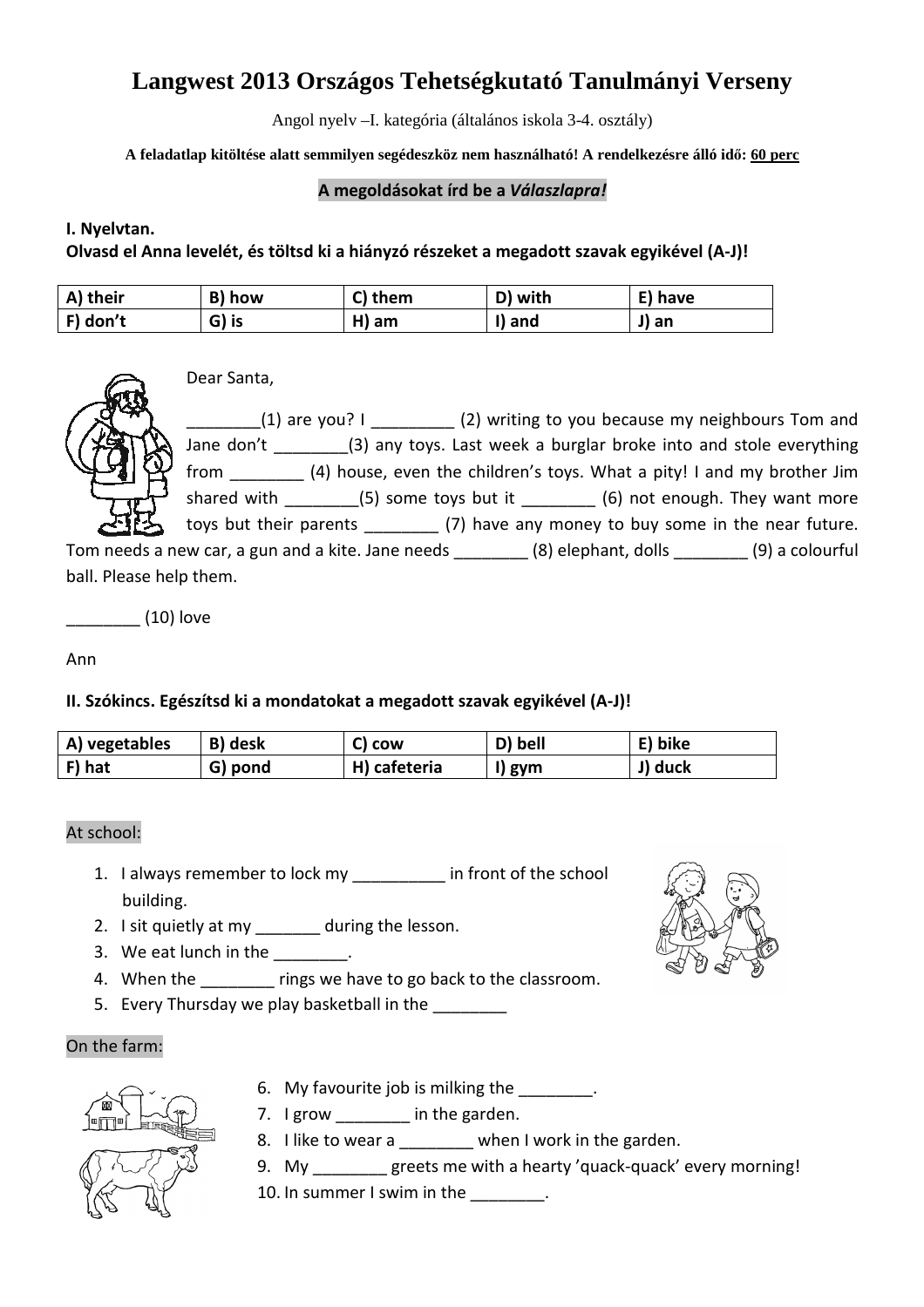# Langwest 2013 Országos Tehetségkutató Tanulmányi Verseny

Angol nyelv –I. kategória (általános iskola 3-4. osztály)

**A feladatlap kitöltése alatt semmilyen segédeszköz nem használható! A rendelkezésre álló idő: 60 perc**

**A megoldásokat írd be a *Válaszlapra!***

**I. Nyelvtan.**
**Olvasd el Anna levelét, és töltsd ki a hiányzó részeket a megadott szavak egyikével (A-J)!**

| A) their | B) how | C) them | D) with | E) have |
|---|---|---|---|---|
| F) don't | G) is | H) am | I) and | J) an |

Dear Santa,

________(1) are you? I _________ (2) writing to you because my neighbours Tom and Jane don't ________(3) any toys. Last week a burglar broke into and stole everything from ________ (4) house, even the children's toys. What a pity! I and my brother Jim shared with ________(5) some toys but it ________ (6) not enough. They want more toys but their parents ________ (7) have any money to buy some in the near future. Tom needs a new car, a gun and a kite. Jane needs ________ (8) elephant, dolls ________ (9) a colourful ball. Please help them.

________ (10) love

Ann

**II. Szókincs. Egészítsd ki a mondatokat a megadott szavak egyikével (A-J)!**

| A) vegetables | B) desk | C) cow | D) bell | E) bike |
|---|---|---|---|---|
| F) hat | G) pond | H) cafeteria | I) gym | J) duck |

At school:

1. I always remember to lock my __________ in front of the school building.
2. I sit quietly at my _______ during the lesson.
3. We eat lunch in the ________.
4. When the ________ rings we have to go back to the classroom.
5. Every Thursday we play basketball in the ________

On the farm:

6. My favourite job is milking the ________.
7. I grow ________ in the garden.
8. I like to wear a ________ when I work in the garden.
9. My ________ greets me with a hearty 'quack-quack' every morning!
10. In summer I swim in the ________.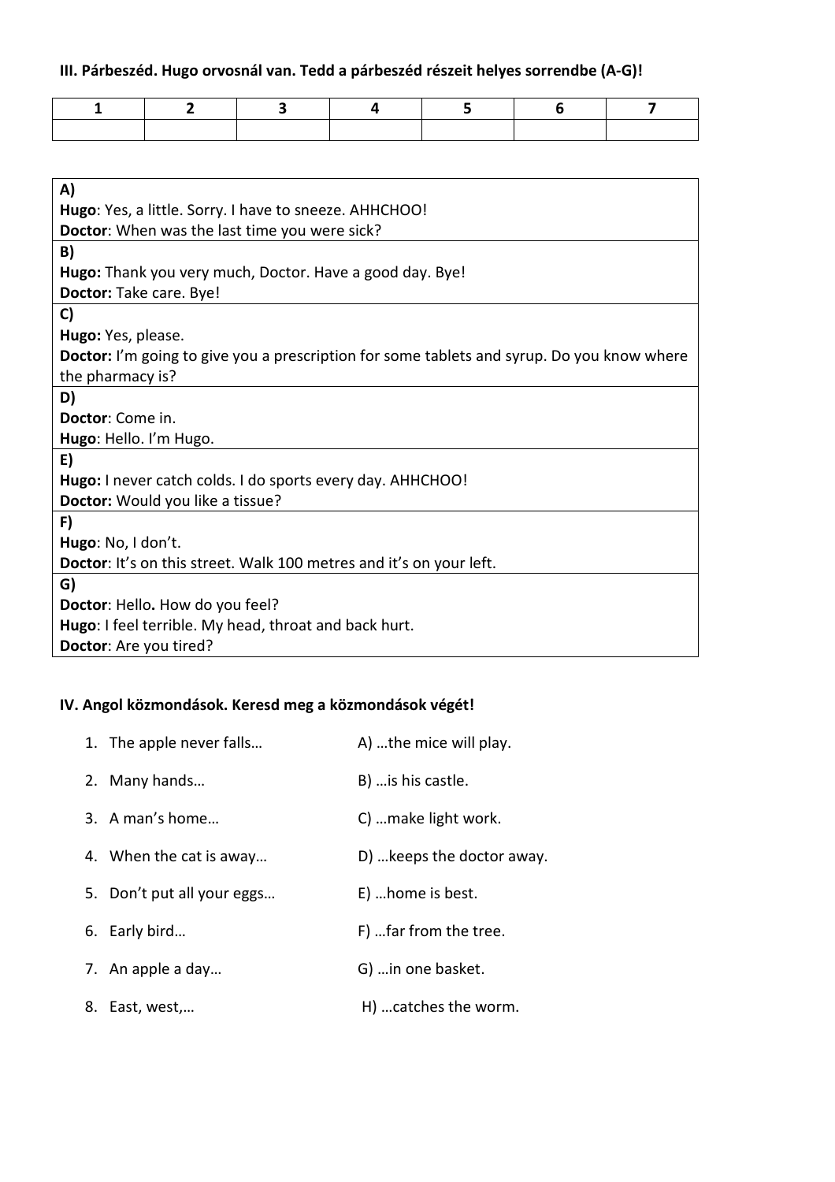**III. Párbeszéd. Hugo orvosnál van. Tedd a párbeszéd részeit helyes sorrendbe (A-G)!**

| 1 | 2 | 3 | 4 | 5 | 6 | 7 |
|---|---|---|---|---|---|---|
| | | | | | | |

**A)**
**Hugo**: Yes, a little. Sorry. I have to sneeze. AHHCHOO!
**Doctor**: When was the last time you were sick?

**B)**
**Hugo:** Thank you very much, Doctor. Have a good day. Bye!
**Doctor:** Take care. Bye!

**C)**
**Hugo:** Yes, please.
**Doctor:** I'm going to give you a prescription for some tablets and syrup. Do you know where the pharmacy is?

**D)**
**Doctor**: Come in.
**Hugo**: Hello. I'm Hugo.

**E)**
**Hugo:** I never catch colds. I do sports every day. AHHCHOO!
**Doctor:** Would you like a tissue?

**F)**
**Hugo**: No, I don't.
**Doctor**: It's on this street. Walk 100 metres and it's on your left.

**G)**
**Doctor**: Hello. How do you feel?
**Hugo**: I feel terrible. My head, throat and back hurt.
**Doctor**: Are you tired?

**IV. Angol közmondások. Keresd meg a közmondások végét!**

1. The apple never falls… A) …the mice will play.
2. Many hands… B) …is his castle.
3. A man's home… C) …make light work.
4. When the cat is away… D) …keeps the doctor away.
5. Don't put all your eggs… E) …home is best.
6. Early bird… F) …far from the tree.
7. An apple a day… G) …in one basket.
8. East, west,… H) …catches the worm.